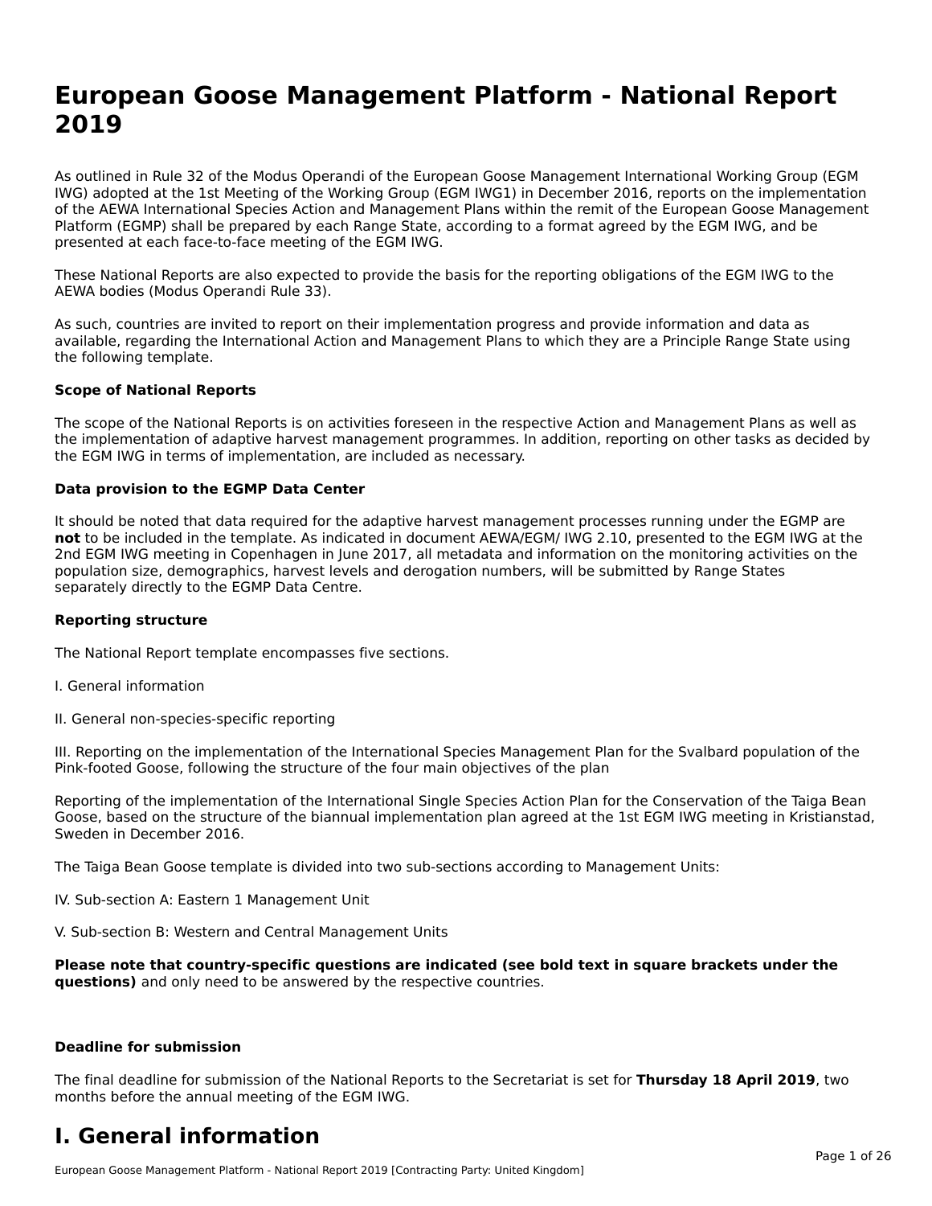# European Goose Management Platform - National Report 2019

As outlined in Rule 32 of the Modus Operandi of the European Goose Management International Working Group (EGM IWG) adopted at the 1st Meeting of the Working Group (EGM IWG1) in December 2016, reports on the implementation of the AEWA International Species Action and Management Plans within the remit of the European Goose Management Platform (EGMP) shall be prepared by each Range State, according to a format agreed by the EGM IWG, and be presented at each face-to-face meeting of the EGM IWG.

These National Reports are also expected to provide the basis for the reporting obligations of the EGM IWG to the AEWA bodies (Modus Operandi Rule 33).

As such, countries are invited to report on their implementation progress and provide information and data as available, regarding the International Action and Management Plans to which they are a Principle Range State using the following template.

**Scope of National Reports**

The scope of the National Reports is on activities foreseen in the respective Action and Management Plans as well as the implementation of adaptive harvest management programmes. In addition, reporting on other tasks as decided by the EGM IWG in terms of implementation, are included as necessary.

**Data provision to the EGMP Data Center**

It should be noted that data required for the adaptive harvest management processes running under the EGMP are **not** to be included in the template. As indicated in document AEWA/EGM/ IWG 2.10, presented to the EGM IWG at the 2nd EGM IWG meeting in Copenhagen in June 2017, all metadata and information on the monitoring activities on the population size, demographics, harvest levels and derogation numbers, will be submitted by Range States separately directly to the EGMP Data Centre.

**Reporting structure**

The National Report template encompasses five sections.

I. General information

II. General non-species-specific reporting

III. Reporting on the implementation of the International Species Management Plan for the Svalbard population of the Pink-footed Goose, following the structure of the four main objectives of the plan

Reporting of the implementation of the International Single Species Action Plan for the Conservation of the Taiga Bean Goose, based on the structure of the biannual implementation plan agreed at the 1st EGM IWG meeting in Kristianstad, Sweden in December 2016.

The Taiga Bean Goose template is divided into two sub-sections according to Management Units:

IV. Sub-section A: Eastern 1 Management Unit

V. Sub-section B: Western and Central Management Units

**Please note that country-specific questions are indicated (see bold text in square brackets under the questions)** and only need to be answered by the respective countries.

**Deadline for submission**

The final deadline for submission of the National Reports to the Secretariat is set for **Thursday 18 April 2019**, two months before the annual meeting of the EGM IWG.

# I. General information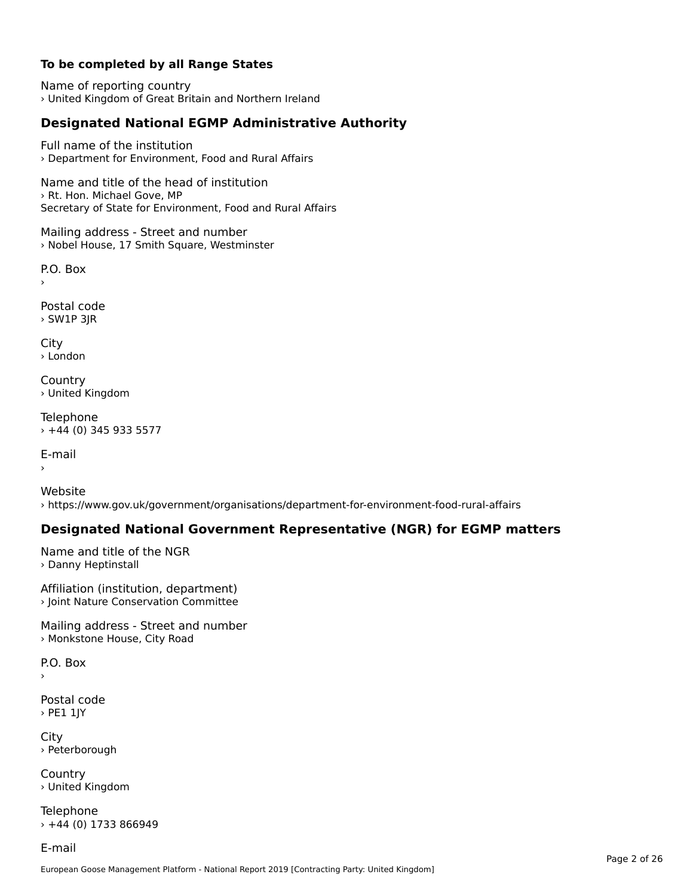**To be completed by all Range States**

Name of reporting country
› United Kingdom of Great Britain and Northern Ireland

## Designated National EGMP Administrative Authority

Full name of the institution
› Department for Environment, Food and Rural Affairs

Name and title of the head of institution
› Rt. Hon. Michael Gove, MP
Secretary of State for Environment, Food and Rural Affairs

Mailing address - Street and number
› Nobel House, 17 Smith Square, Westminster

P.O. Box
›

Postal code
› SW1P 3JR

City
› London

Country
› United Kingdom

Telephone
› +44 (0) 345 933 5577

E-mail
›

Website
› https://www.gov.uk/government/organisations/department-for-environment-food-rural-affairs

## Designated National Government Representative (NGR) for EGMP matters

Name and title of the NGR
› Danny Heptinstall

Affiliation (institution, department)
› Joint Nature Conservation Committee

Mailing address - Street and number
› Monkstone House, City Road

P.O. Box
›

Postal code
› PE1 1JY

City
› Peterborough

Country
› United Kingdom

Telephone
› +44 (0) 1733 866949

E-mail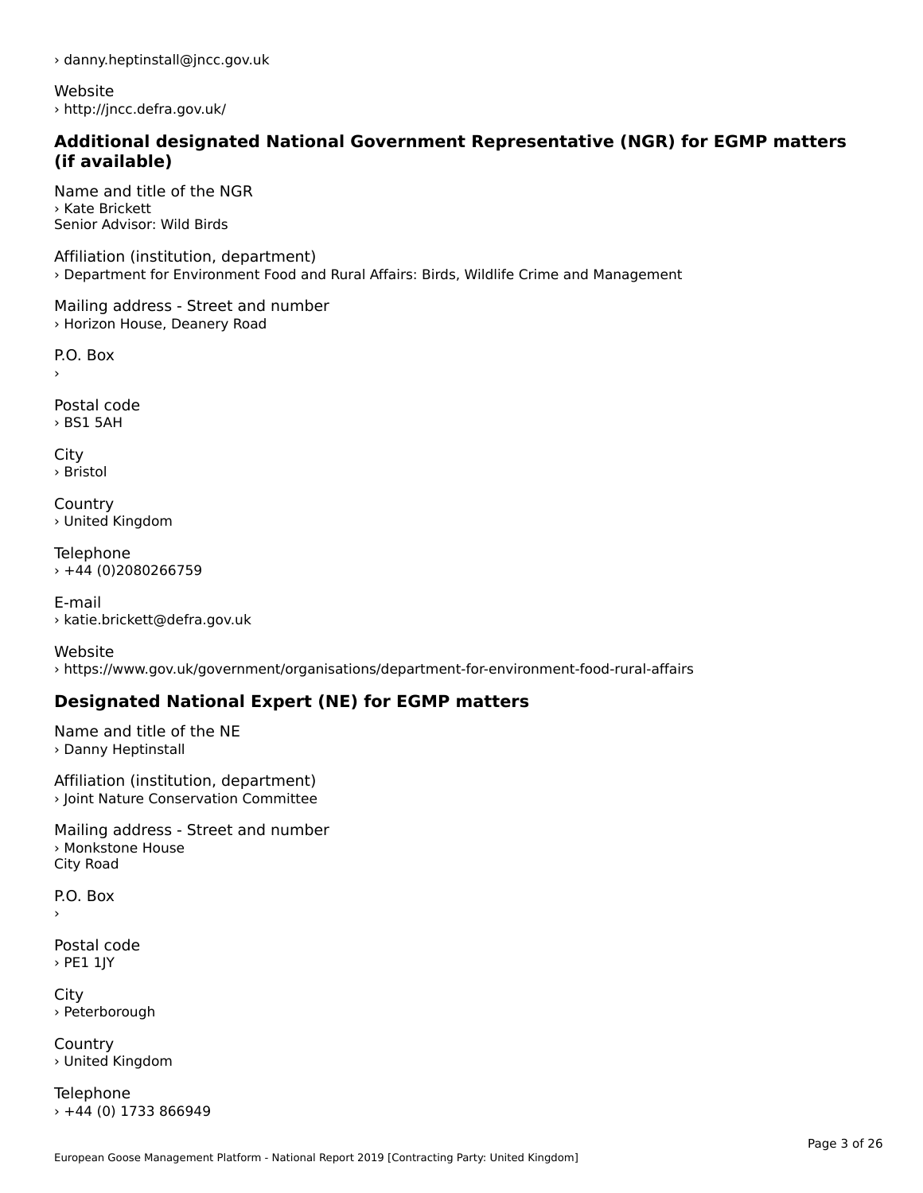› danny.heptinstall@jncc.gov.uk

Website
› http://jncc.defra.gov.uk/

### Additional designated National Government Representative (NGR) for EGMP matters (if available)

Name and title of the NGR
› Kate Brickett
Senior Advisor: Wild Birds

Affiliation (institution, department)
› Department for Environment Food and Rural Affairs: Birds, Wildlife Crime and Management

Mailing address - Street and number
› Horizon House, Deanery Road

P.O. Box
›

Postal code
› BS1 5AH

City
› Bristol

Country
› United Kingdom

Telephone
› +44 (0)2080266759

E-mail
› katie.brickett@defra.gov.uk

Website
› https://www.gov.uk/government/organisations/department-for-environment-food-rural-affairs

### Designated National Expert (NE) for EGMP matters

Name and title of the NE
› Danny Heptinstall

Affiliation (institution, department)
› Joint Nature Conservation Committee

Mailing address - Street and number
› Monkstone House
City Road

P.O. Box
›

Postal code
› PE1 1JY

City
› Peterborough

Country
› United Kingdom

Telephone
› +44 (0) 1733 866949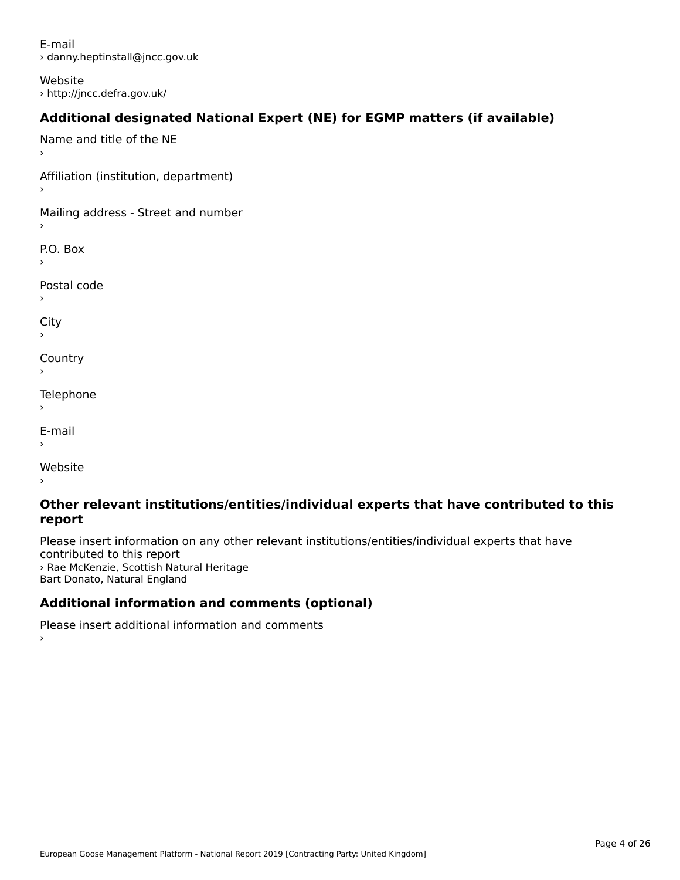E-mail
› danny.heptinstall@jncc.gov.uk

Website
› http://jncc.defra.gov.uk/

### Additional designated National Expert (NE) for EGMP matters (if available)

Name and title of the NE
›

Affiliation (institution, department)
›

Mailing address - Street and number
›

P.O. Box
›

Postal code
›

City
›

Country
›

Telephone
›

E-mail
›

Website
›

### Other relevant institutions/entities/individual experts that have contributed to this report

Please insert information on any other relevant institutions/entities/individual experts that have contributed to this report
› Rae McKenzie, Scottish Natural Heritage
Bart Donato, Natural England

### Additional information and comments (optional)

Please insert additional information and comments
›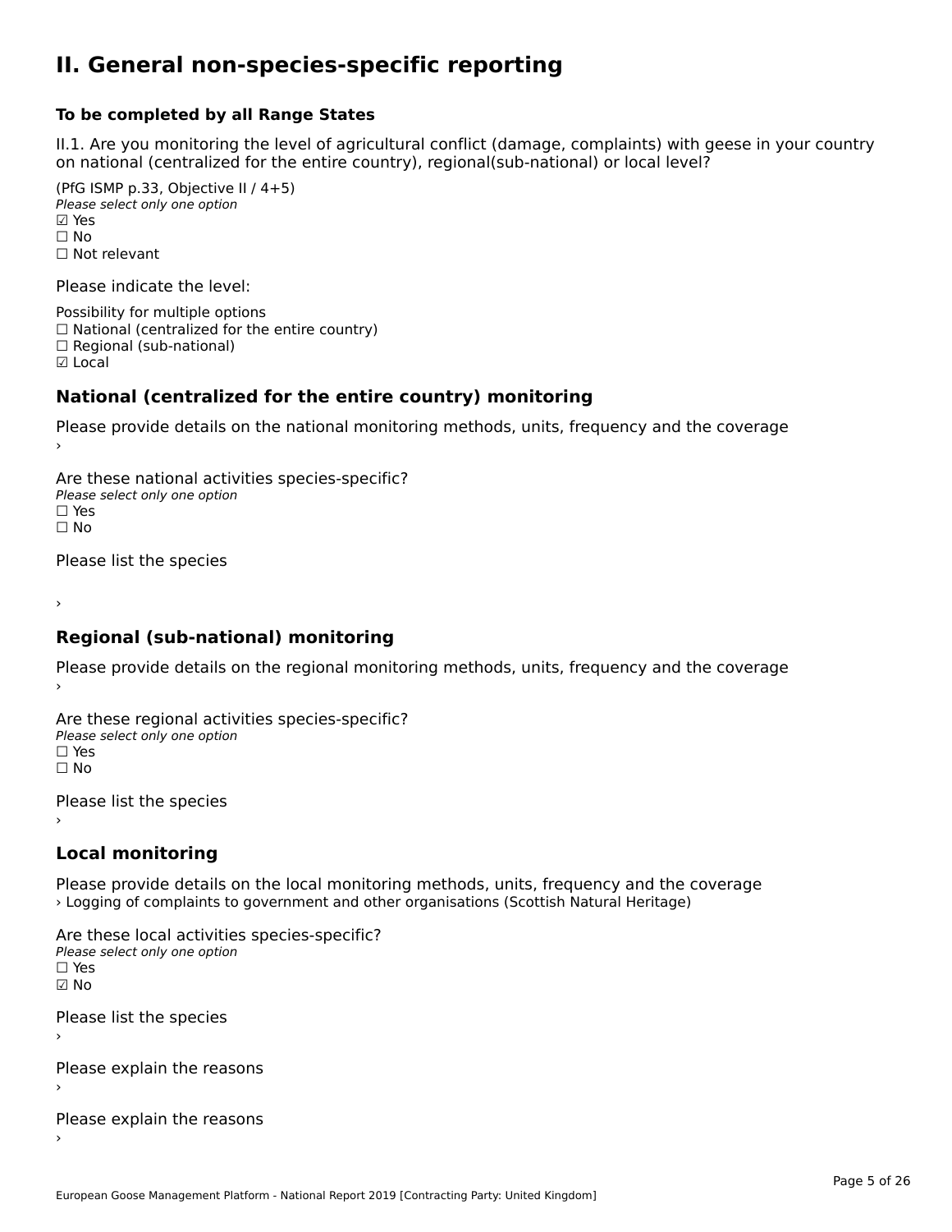# II. General non-species-specific reporting

**To be completed by all Range States**

II.1. Are you monitoring the level of agricultural conflict (damage, complaints) with geese in your country on national (centralized for the entire country), regional(sub-national) or local level?

(PfG ISMP p.33, Objective II / 4+5)
*Please select only one option*
☑ Yes
☐ No
☐ Not relevant

Please indicate the level:

Possibility for multiple options
☐ National (centralized for the entire country)
☐ Regional (sub-national)
☑ Local

## National (centralized for the entire country) monitoring

Please provide details on the national monitoring methods, units, frequency and the coverage
›

Are these national activities species-specific?
*Please select only one option*
☐ Yes
☐ No

Please list the species

›

## Regional (sub-national) monitoring

Please provide details on the regional monitoring methods, units, frequency and the coverage
›

Are these regional activities species-specific?
*Please select only one option*
☐ Yes
☐ No

Please list the species
›

## Local monitoring

Please provide details on the local monitoring methods, units, frequency and the coverage
› Logging of complaints to government and other organisations (Scottish Natural Heritage)

Are these local activities species-specific?
*Please select only one option*
☐ Yes
☑ No

Please list the species
›

Please explain the reasons
›

Please explain the reasons
›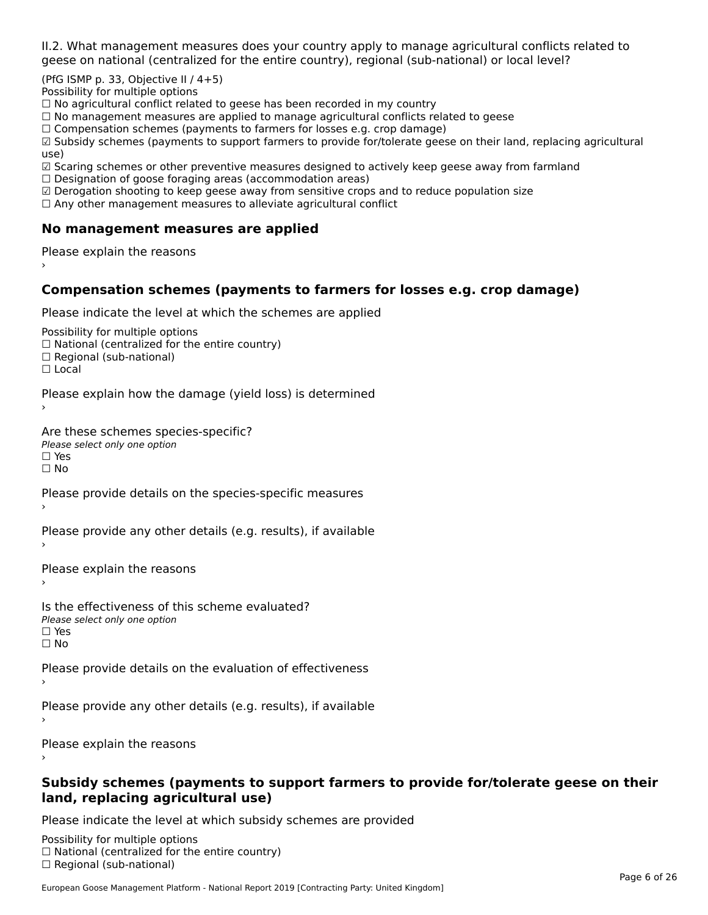II.2. What management measures does your country apply to manage agricultural conflicts related to geese on national (centralized for the entire country), regional (sub-national) or local level?

(PfG ISMP p. 33, Objective II / 4+5)
Possibility for multiple options
☐ No agricultural conflict related to geese has been recorded in my country
☐ No management measures are applied to manage agricultural conflicts related to geese
☐ Compensation schemes (payments to farmers for losses e.g. crop damage)
☑ Subsidy schemes (payments to support farmers to provide for/tolerate geese on their land, replacing agricultural use)
☑ Scaring schemes or other preventive measures designed to actively keep geese away from farmland
☐ Designation of goose foraging areas (accommodation areas)
☑ Derogation shooting to keep geese away from sensitive crops and to reduce population size
☐ Any other management measures to alleviate agricultural conflict

## No management measures are applied

Please explain the reasons
›

## Compensation schemes (payments to farmers for losses e.g. crop damage)

Please indicate the level at which the schemes are applied

Possibility for multiple options
☐ National (centralized for the entire country)
☐ Regional (sub-national)
☐ Local

Please explain how the damage (yield loss) is determined
›

Are these schemes species-specific?
*Please select only one option*
☐ Yes
☐ No

Please provide details on the species-specific measures
›

Please provide any other details (e.g. results), if available
›

Please explain the reasons
›

Is the effectiveness of this scheme evaluated?
*Please select only one option*
☐ Yes
☐ No

Please provide details on the evaluation of effectiveness
›

Please provide any other details (e.g. results), if available
›

Please explain the reasons
›

## Subsidy schemes (payments to support farmers to provide for/tolerate geese on their land, replacing agricultural use)

Please indicate the level at which subsidy schemes are provided

Possibility for multiple options
☐ National (centralized for the entire country)
☐ Regional (sub-national)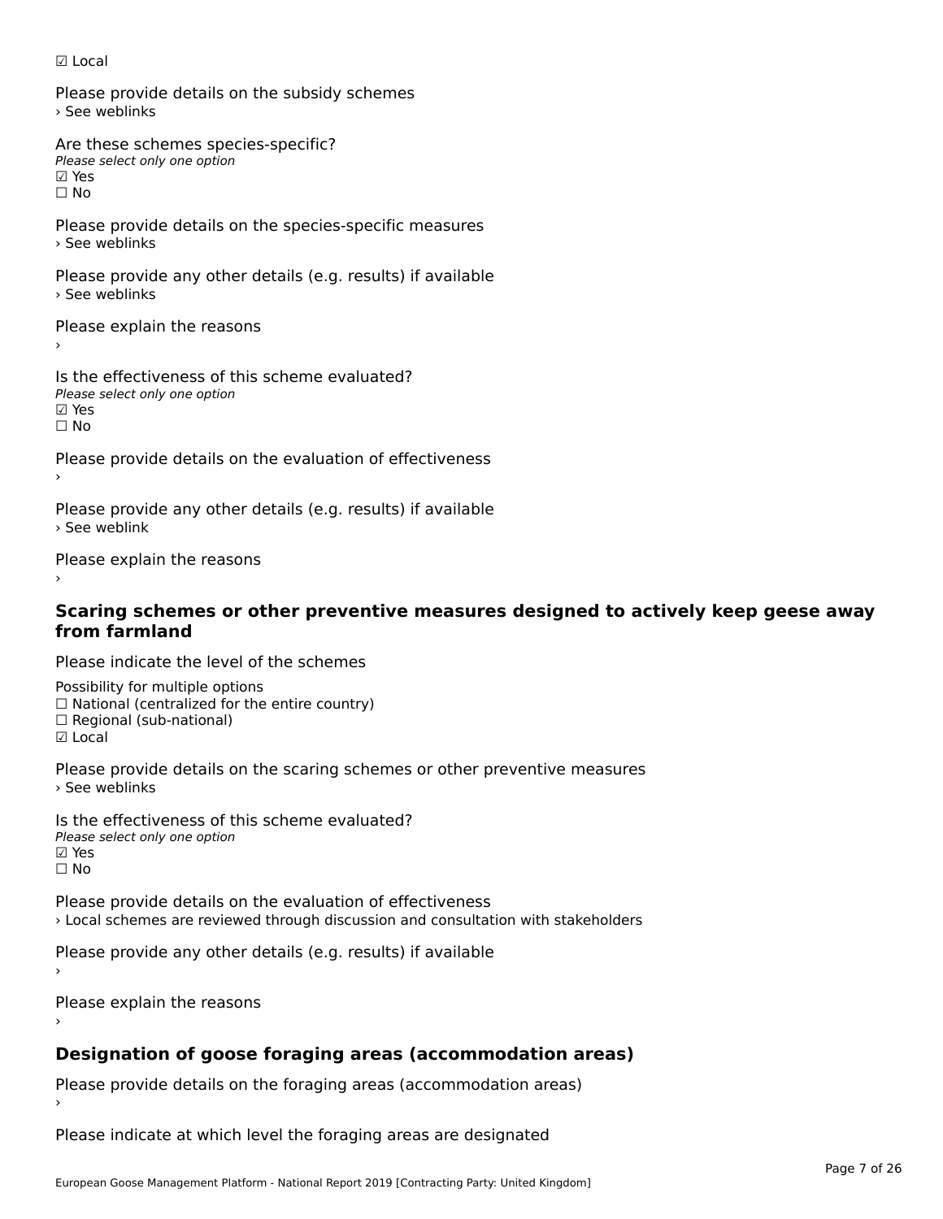☑ Local

Please provide details on the subsidy schemes
› See weblinks

Are these schemes species-specific?
*Please select only one option*
☑ Yes
☐ No

Please provide details on the species-specific measures
› See weblinks

Please provide any other details (e.g. results) if available
› See weblinks

Please explain the reasons
›

Is the effectiveness of this scheme evaluated?
*Please select only one option*
☑ Yes
☐ No

Please provide details on the evaluation of effectiveness
›

Please provide any other details (e.g. results) if available
› See weblink

Please explain the reasons
›

### Scaring schemes or other preventive measures designed to actively keep geese away from farmland

Please indicate the level of the schemes

Possibility for multiple options
☐ National (centralized for the entire country)
☐ Regional (sub-national)
☑ Local

Please provide details on the scaring schemes or other preventive measures
› See weblinks

Is the effectiveness of this scheme evaluated?
*Please select only one option*
☑ Yes
☐ No

Please provide details on the evaluation of effectiveness
› Local schemes are reviewed through discussion and consultation with stakeholders

Please provide any other details (e.g. results) if available
›

Please explain the reasons
›

### Designation of goose foraging areas (accommodation areas)

Please provide details on the foraging areas (accommodation areas)
›

Please indicate at which level the foraging areas are designated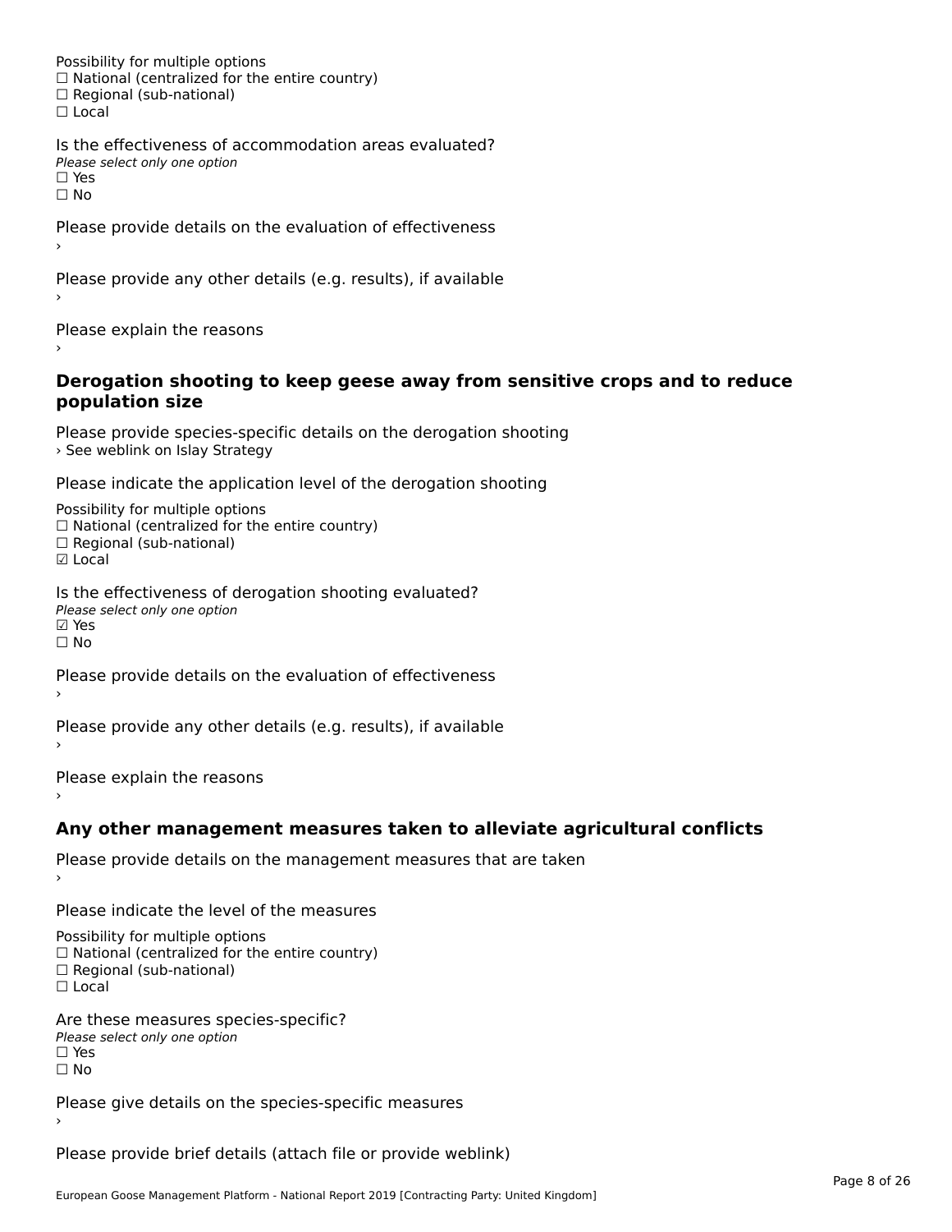Possibility for multiple options
☐ National (centralized for the entire country)
☐ Regional (sub-national)
☐ Local

Is the effectiveness of accommodation areas evaluated?
*Please select only one option*
☐ Yes
☐ No

Please provide details on the evaluation of effectiveness
›

Please provide any other details (e.g. results), if available
›

Please explain the reasons
›

### Derogation shooting to keep geese away from sensitive crops and to reduce population size

Please provide species-specific details on the derogation shooting
› See weblink on Islay Strategy

Please indicate the application level of the derogation shooting

Possibility for multiple options
☐ National (centralized for the entire country)
☐ Regional (sub-national)
☑ Local

Is the effectiveness of derogation shooting evaluated?
*Please select only one option*
☑ Yes
☐ No

Please provide details on the evaluation of effectiveness
›

Please provide any other details (e.g. results), if available
›

Please explain the reasons
›

### Any other management measures taken to alleviate agricultural conflicts

Please provide details on the management measures that are taken
›

Please indicate the level of the measures

Possibility for multiple options
☐ National (centralized for the entire country)
☐ Regional (sub-national)
☐ Local

Are these measures species-specific?
*Please select only one option*
☐ Yes
☐ No

Please give details on the species-specific measures
›

Please provide brief details (attach file or provide weblink)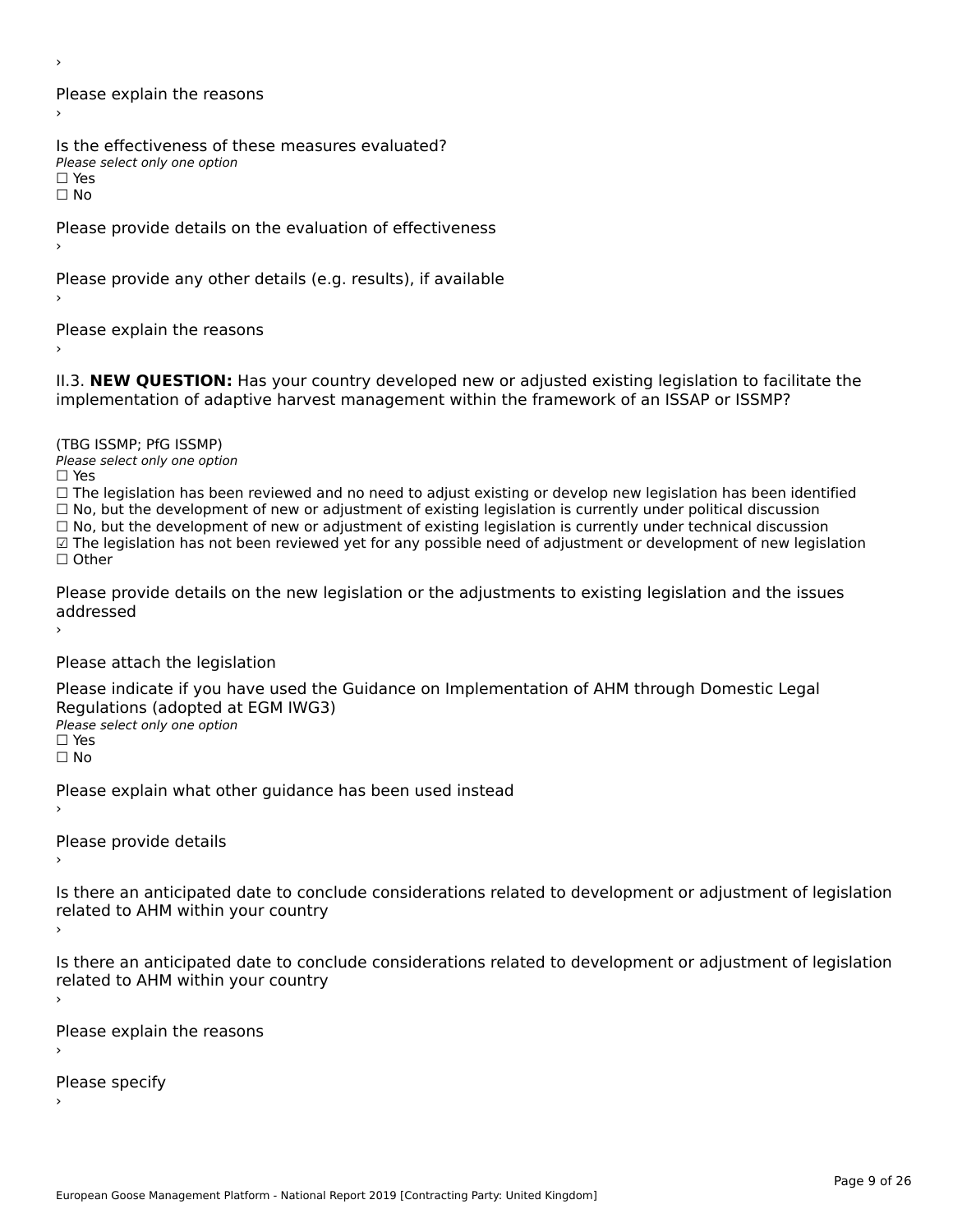›

Please explain the reasons

›

Is the effectiveness of these measures evaluated?

*Please select only one option*

☐ Yes

☐ No

Please provide details on the evaluation of effectiveness

›

Please provide any other details (e.g. results), if available

›

Please explain the reasons

›

II.3. **NEW QUESTION:** Has your country developed new or adjusted existing legislation to facilitate the implementation of adaptive harvest management within the framework of an ISSAP or ISSMP?

(TBG ISSMP; PfG ISSMP)

*Please select only one option*

☐ Yes

☐ The legislation has been reviewed and no need to adjust existing or develop new legislation has been identified

☐ No, but the development of new or adjustment of existing legislation is currently under political discussion

☐ No, but the development of new or adjustment of existing legislation is currently under technical discussion

☑ The legislation has not been reviewed yet for any possible need of adjustment or development of new legislation

☐ Other

Please provide details on the new legislation or the adjustments to existing legislation and the issues addressed

›

Please attach the legislation

Please indicate if you have used the Guidance on Implementation of AHM through Domestic Legal Regulations (adopted at EGM IWG3)

*Please select only one option*

☐ Yes

☐ No

Please explain what other guidance has been used instead

›

Please provide details

›

Is there an anticipated date to conclude considerations related to development or adjustment of legislation related to AHM within your country

›

Is there an anticipated date to conclude considerations related to development or adjustment of legislation related to AHM within your country

›

Please explain the reasons

›

Please specify

›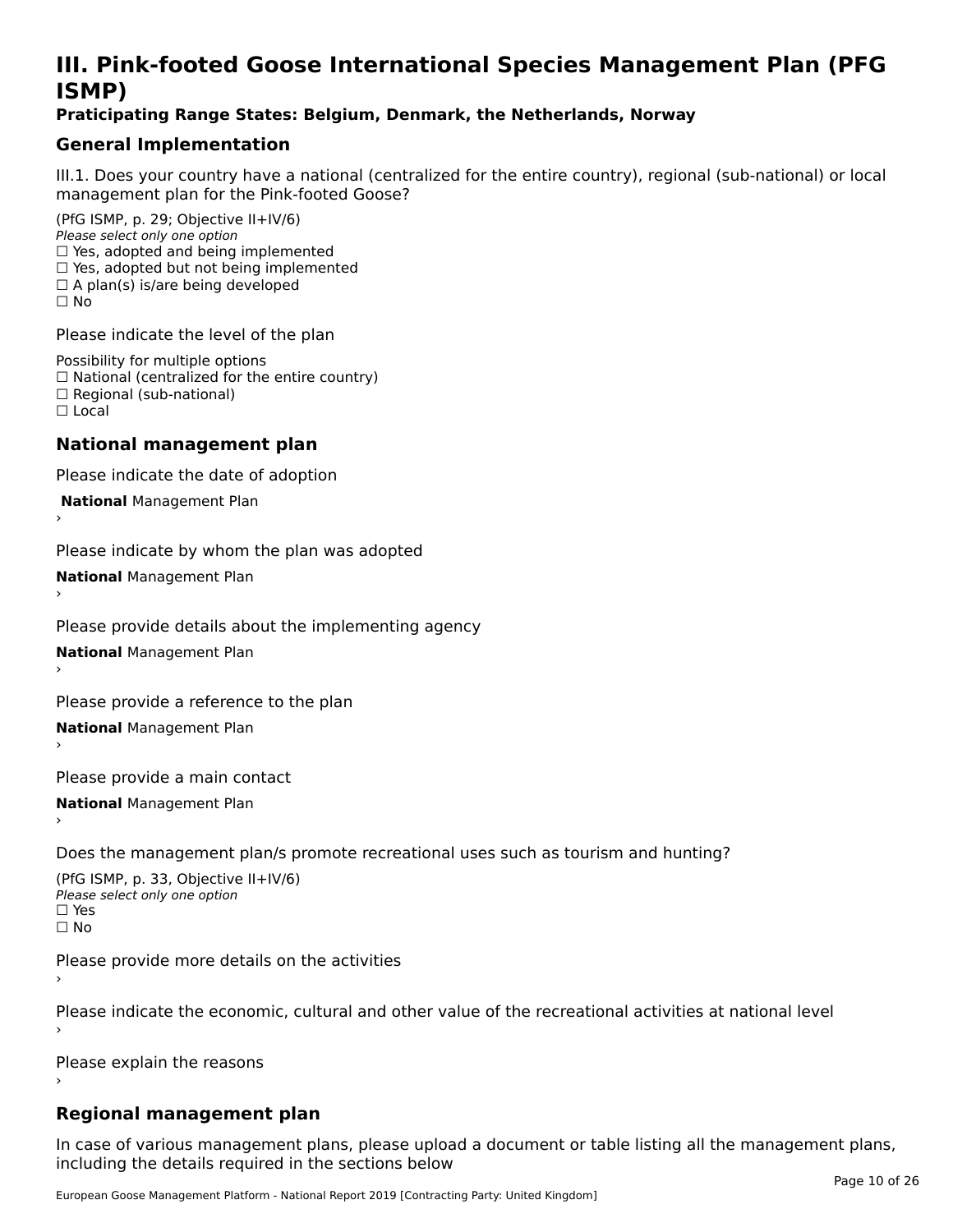# III. Pink-footed Goose International Species Management Plan (PFG ISMP)

**Praticipating Range States: Belgium, Denmark, the Netherlands, Norway**

## General Implementation

III.1. Does your country have a national (centralized for the entire country), regional (sub-national) or local management plan for the Pink-footed Goose?

(PfG ISMP, p. 29; Objective II+IV/6)
*Please select only one option*
☐ Yes, adopted and being implemented
☐ Yes, adopted but not being implemented
☐ A plan(s) is/are being developed
☐ No

Please indicate the level of the plan

Possibility for multiple options
☐ National (centralized for the entire country)
☐ Regional (sub-national)
☐ Local

## National management plan

Please indicate the date of adoption

**National** Management Plan
›

Please indicate by whom the plan was adopted

**National** Management Plan
›

Please provide details about the implementing agency

**National** Management Plan
›

Please provide a reference to the plan

**National** Management Plan
›

Please provide a main contact

**National** Management Plan
›

Does the management plan/s promote recreational uses such as tourism and hunting?

(PfG ISMP, p. 33, Objective II+IV/6)
*Please select only one option*
☐ Yes
☐ No

Please provide more details on the activities
›

Please indicate the economic, cultural and other value of the recreational activities at national level
›

Please explain the reasons
›

## Regional management plan

In case of various management plans, please upload a document or table listing all the management plans, including the details required in the sections below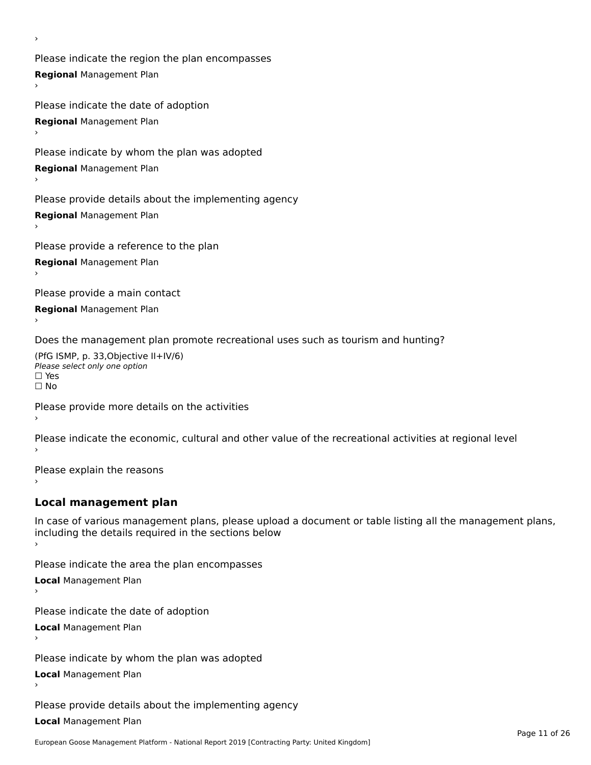›

Please indicate the region the plan encompasses

**Regional** Management Plan

›

Please indicate the date of adoption

**Regional** Management Plan

›

Please indicate by whom the plan was adopted

**Regional** Management Plan

›

Please provide details about the implementing agency

**Regional** Management Plan

›

Please provide a reference to the plan

**Regional** Management Plan

›

Please provide a main contact

**Regional** Management Plan

›

Does the management plan promote recreational uses such as tourism and hunting?

(PfG ISMP, p. 33,Objective II+IV/6)
*Please select only one option*
☐ Yes
☐ No

Please provide more details on the activities

›

Please indicate the economic, cultural and other value of the recreational activities at regional level

›

Please explain the reasons

›

## Local management plan

In case of various management plans, please upload a document or table listing all the management plans, including the details required in the sections below

›

Please indicate the area the plan encompasses

**Local** Management Plan

›

Please indicate the date of adoption

**Local** Management Plan

›

Please indicate by whom the plan was adopted

**Local** Management Plan

›

Please provide details about the implementing agency

**Local** Management Plan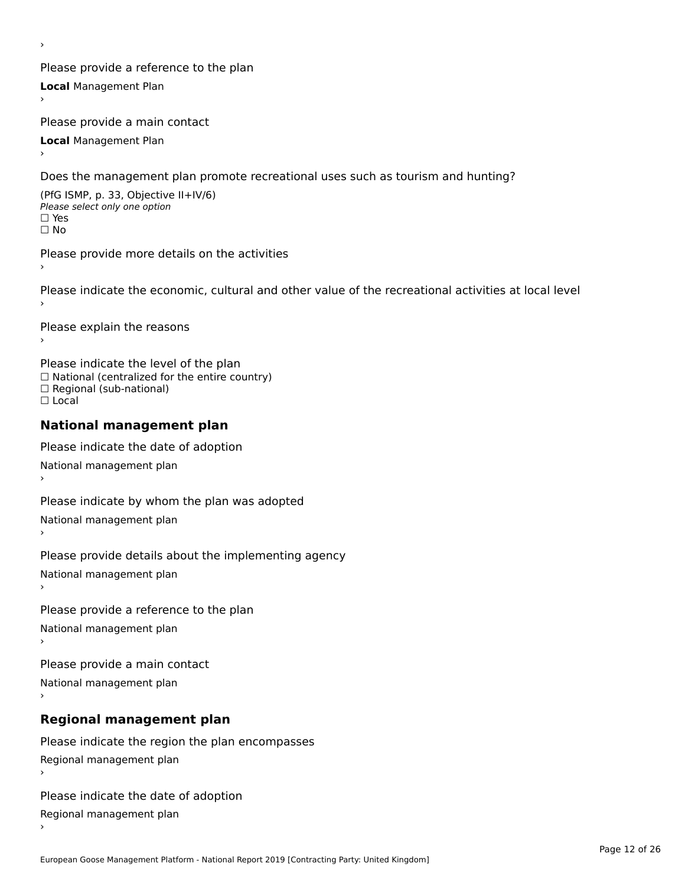›

Please provide a reference to the plan

**Local** Management Plan

›

Please provide a main contact

**Local** Management Plan

›

Does the management plan promote recreational uses such as tourism and hunting?

(PfG ISMP, p. 33, Objective II+IV/6)

*Please select only one option*

☐ Yes

☐ No

Please provide more details on the activities

›

Please indicate the economic, cultural and other value of the recreational activities at local level

›

Please explain the reasons

›

Please indicate the level of the plan

☐ National (centralized for the entire country)

☐ Regional (sub-national)

☐ Local

## National management plan

Please indicate the date of adoption

National management plan

›

Please indicate by whom the plan was adopted

National management plan

›

Please provide details about the implementing agency

National management plan

›

Please provide a reference to the plan

National management plan

›

Please provide a main contact

National management plan

›

## Regional management plan

Please indicate the region the plan encompasses

Regional management plan

›

Please indicate the date of adoption

Regional management plan

›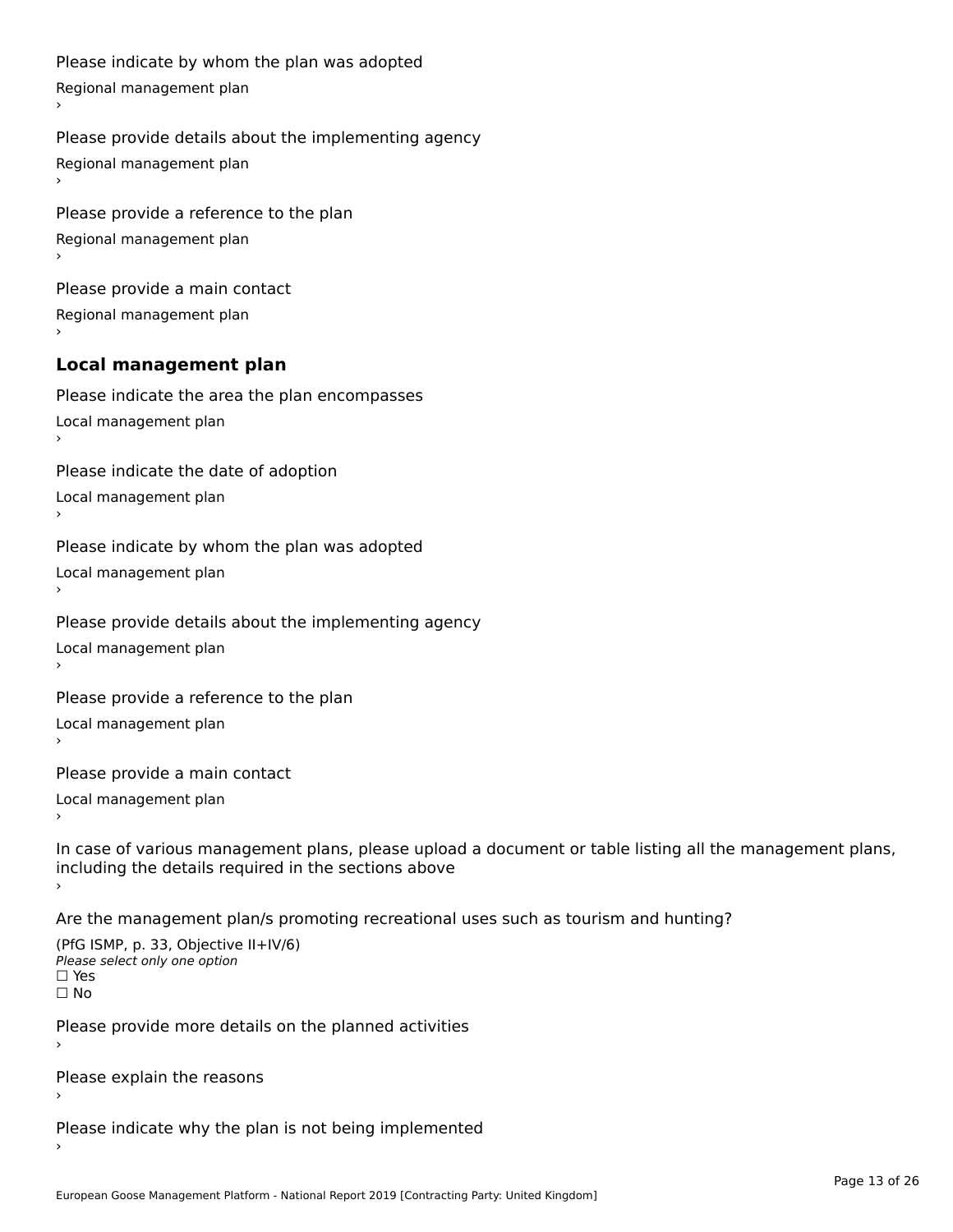Please indicate by whom the plan was adopted

Regional management plan

›

Please provide details about the implementing agency

Regional management plan

›

Please provide a reference to the plan

Regional management plan

›

Please provide a main contact

Regional management plan

›

## Local management plan

Please indicate the area the plan encompasses

Local management plan

›

Please indicate the date of adoption

Local management plan

›

Please indicate by whom the plan was adopted

Local management plan

›

Please provide details about the implementing agency

Local management plan

›

Please provide a reference to the plan

Local management plan

›

Please provide a main contact

Local management plan

›

In case of various management plans, please upload a document or table listing all the management plans, including the details required in the sections above

›

Are the management plan/s promoting recreational uses such as tourism and hunting?

(PfG ISMP, p. 33, Objective II+IV/6)

*Please select only one option*

☐ Yes

☐ No

Please provide more details on the planned activities

›

Please explain the reasons

›

Please indicate why the plan is not being implemented

›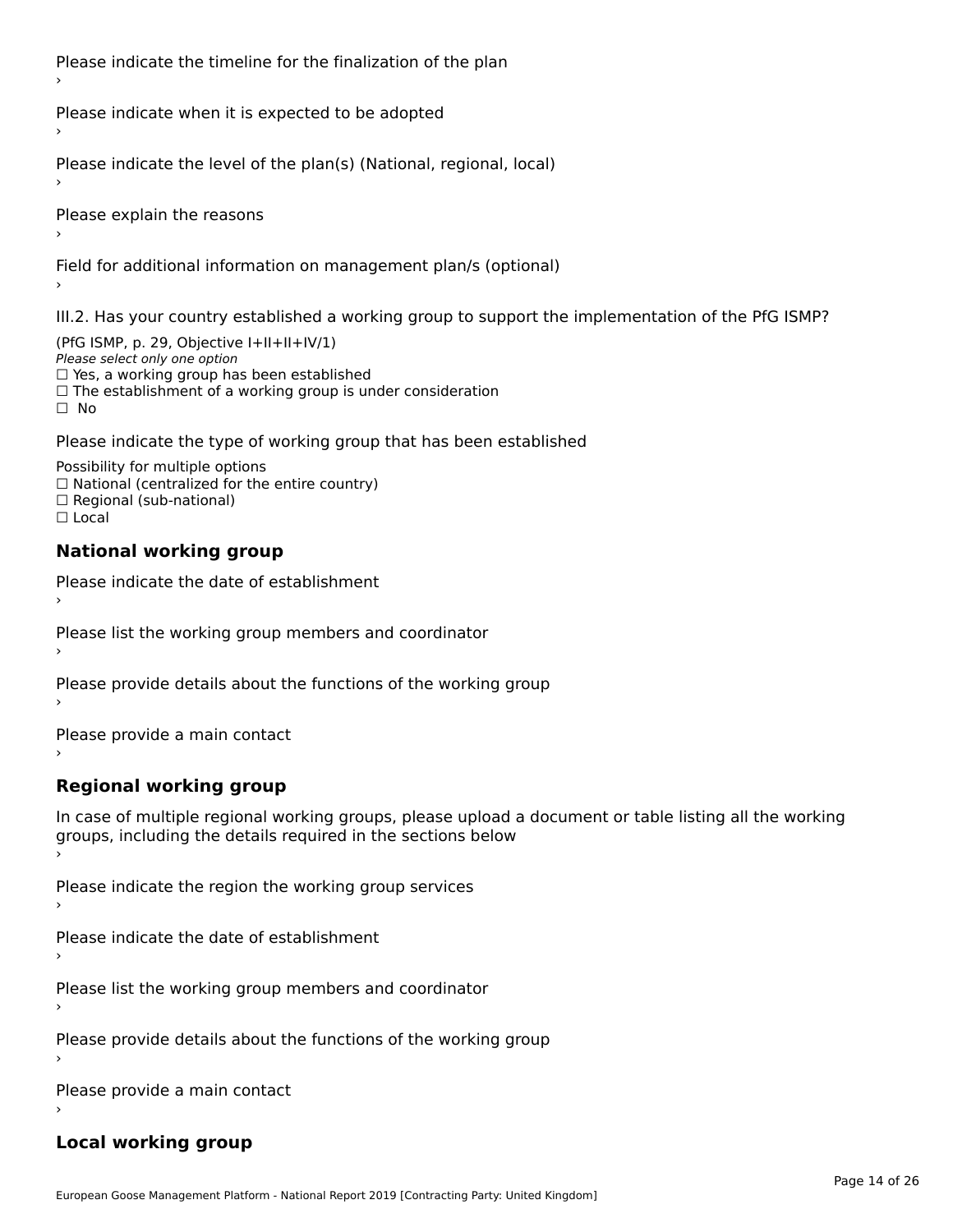Please indicate the timeline for the finalization of the plan

›

Please indicate when it is expected to be adopted

›

Please indicate the level of the plan(s) (National, regional, local)

›

Please explain the reasons

›

Field for additional information on management plan/s (optional)

›

III.2. Has your country established a working group to support the implementation of the PfG ISMP?

(PfG ISMP, p. 29, Objective I+II+II+IV/1)

*Please select only one option*

☐ Yes, a working group has been established
☐ The establishment of a working group is under consideration
☐ No

Please indicate the type of working group that has been established

Possibility for multiple options

☐ National (centralized for the entire country)
☐ Regional (sub-national)
☐ Local

## National working group

Please indicate the date of establishment

›

Please list the working group members and coordinator

›

Please provide details about the functions of the working group

›

Please provide a main contact

›

## Regional working group

In case of multiple regional working groups, please upload a document or table listing all the working groups, including the details required in the sections below

›

Please indicate the region the working group services

›

Please indicate the date of establishment

›

Please list the working group members and coordinator

›

Please provide details about the functions of the working group

›

Please provide a main contact

›

## Local working group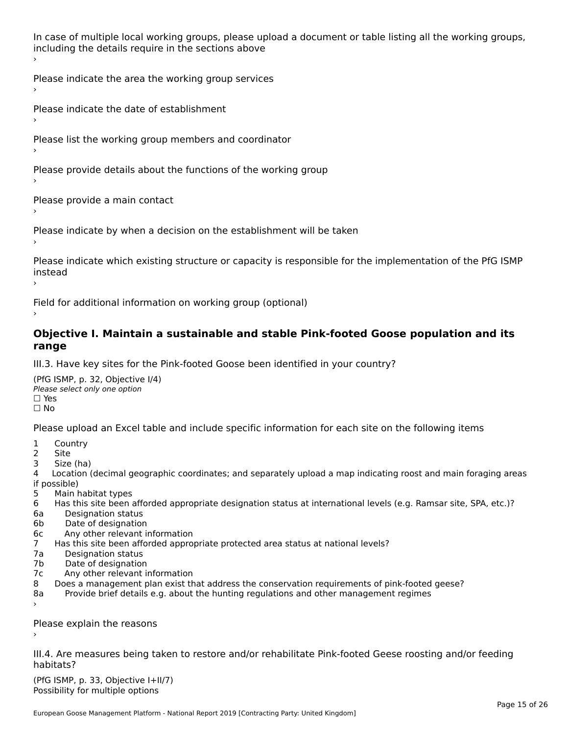In case of multiple local working groups, please upload a document or table listing all the working groups, including the details require in the sections above
›

Please indicate the area the working group services
›

Please indicate the date of establishment
›

Please list the working group members and coordinator
›

Please provide details about the functions of the working group
›

Please provide a main contact
›

Please indicate by when a decision on the establishment will be taken
›

Please indicate which existing structure or capacity is responsible for the implementation of the PfG ISMP instead
›

Field for additional information on working group (optional)
›

## Objective I. Maintain a sustainable and stable Pink-footed Goose population and its range

III.3. Have key sites for the Pink-footed Goose been identified in your country?

(PfG ISMP, p. 32, Objective I/4)
*Please select only one option*
☐ Yes
☐ No

Please upload an Excel table and include specific information for each site on the following items

1 Country
2 Site
3 Size (ha)
4 Location (decimal geographic coordinates; and separately upload a map indicating roost and main foraging areas if possible)
5 Main habitat types
6 Has this site been afforded appropriate designation status at international levels (e.g. Ramsar site, SPA, etc.)?
6a Designation status
6b Date of designation
6c Any other relevant information
7 Has this site been afforded appropriate protected area status at national levels?
7a Designation status
7b Date of designation
7c Any other relevant information
8 Does a management plan exist that address the conservation requirements of pink-footed geese?
8a Provide brief details e.g. about the hunting regulations and other management regimes
›

Please explain the reasons
›

III.4. Are measures being taken to restore and/or rehabilitate Pink-footed Geese roosting and/or feeding habitats?

(PfG ISMP, p. 33, Objective I+II/7)
Possibility for multiple options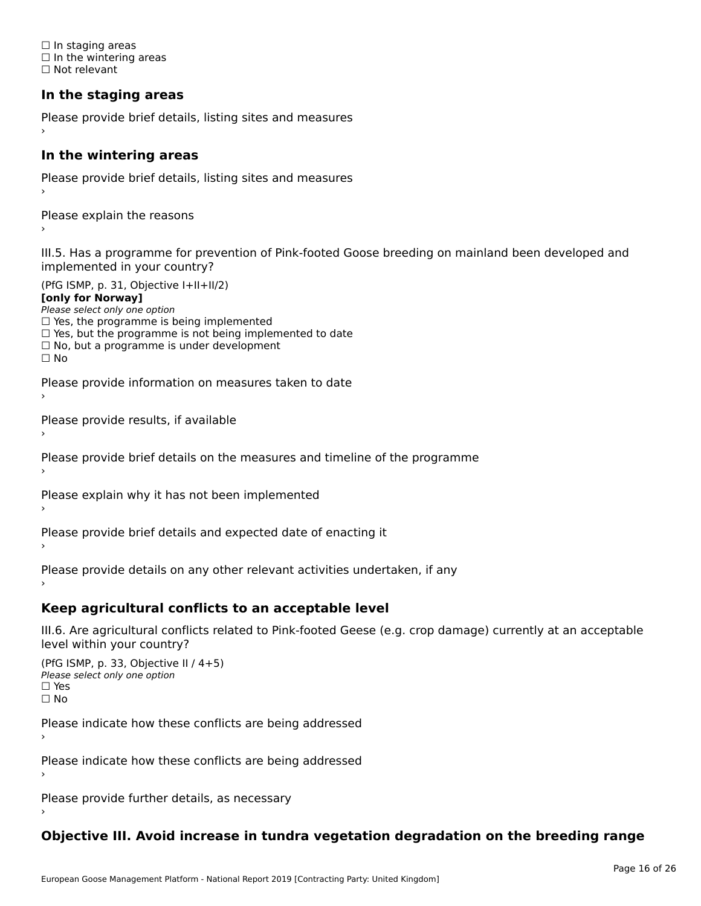☐ In staging areas
☐ In the wintering areas
☐ Not relevant

### In the staging areas

Please provide brief details, listing sites and measures
›

### In the wintering areas

Please provide brief details, listing sites and measures
›

Please explain the reasons
›

III.5. Has a programme for prevention of Pink-footed Goose breeding on mainland been developed and implemented in your country?

(PfG ISMP, p. 31, Objective I+II+II/2)
**[only for Norway]**
*Please select only one option*
☐ Yes, the programme is being implemented
☐ Yes, but the programme is not being implemented to date
☐ No, but a programme is under development
☐ No

Please provide information on measures taken to date
›

Please provide results, if available
›

Please provide brief details on the measures and timeline of the programme
›

Please explain why it has not been implemented
›

Please provide brief details and expected date of enacting it
›

Please provide details on any other relevant activities undertaken, if any
›

### Keep agricultural conflicts to an acceptable level

III.6. Are agricultural conflicts related to Pink-footed Geese (e.g. crop damage) currently at an acceptable level within your country?

(PfG ISMP, p. 33, Objective II / 4+5)
*Please select only one option*
☐ Yes
☐ No

Please indicate how these conflicts are being addressed
›

Please indicate how these conflicts are being addressed
›

Please provide further details, as necessary
›

### Objective III. Avoid increase in tundra vegetation degradation on the breeding range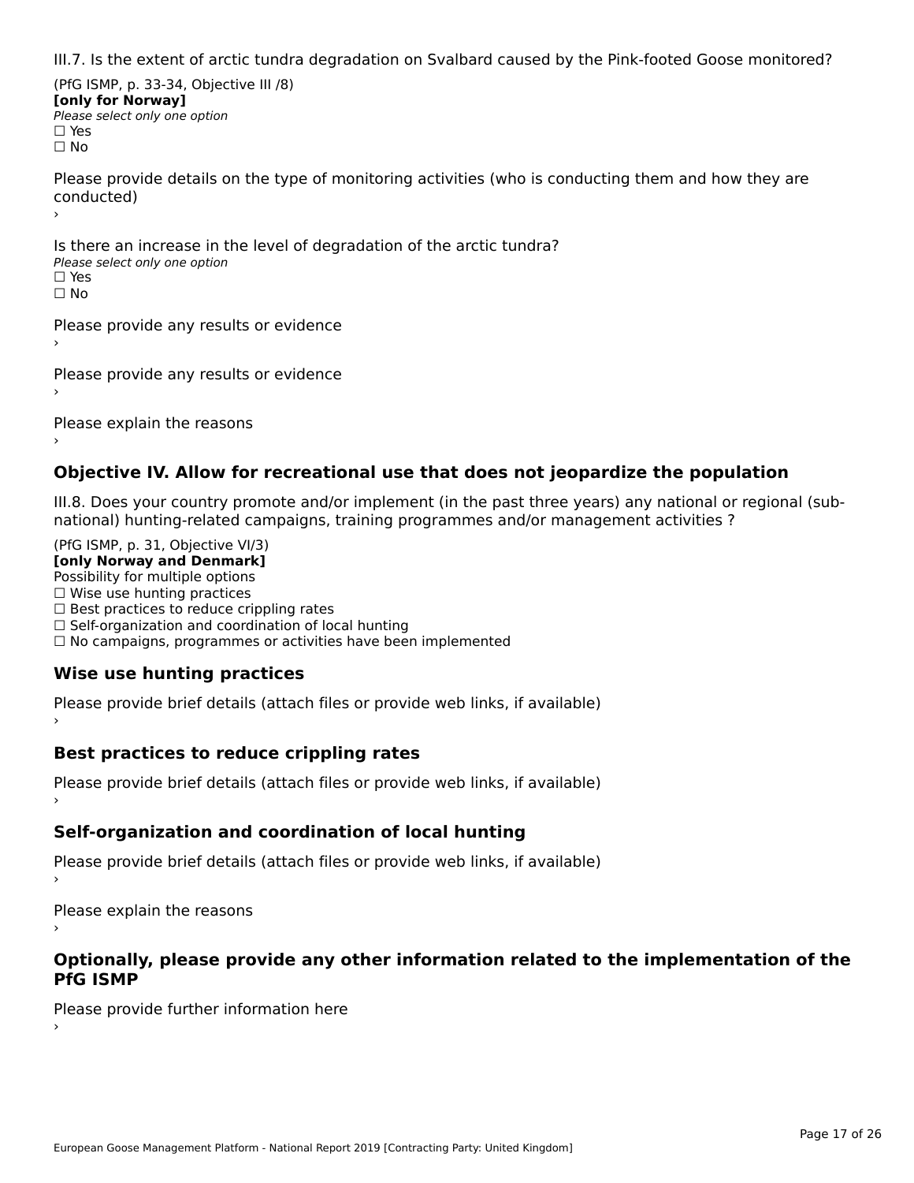III.7. Is the extent of arctic tundra degradation on Svalbard caused by the Pink-footed Goose monitored?

(PfG ISMP, p. 33-34, Objective III /8)
**[only for Norway]**
*Please select only one option*
☐ Yes
☐ No

Please provide details on the type of monitoring activities (who is conducting them and how they are conducted)
›

Is there an increase in the level of degradation of the arctic tundra?
*Please select only one option*
☐ Yes
☐ No

Please provide any results or evidence
›

Please provide any results or evidence
›

Please explain the reasons
›

## Objective IV. Allow for recreational use that does not jeopardize the population

III.8. Does your country promote and/or implement (in the past three years) any national or regional (sub-national) hunting-related campaigns, training programmes and/or management activities ?

(PfG ISMP, p. 31, Objective VI/3)
**[only Norway and Denmark]**
Possibility for multiple options
☐ Wise use hunting practices
☐ Best practices to reduce crippling rates
☐ Self-organization and coordination of local hunting
☐ No campaigns, programmes or activities have been implemented

### Wise use hunting practices

Please provide brief details (attach files or provide web links, if available)
›

### Best practices to reduce crippling rates

Please provide brief details (attach files or provide web links, if available)
›

### Self-organization and coordination of local hunting

Please provide brief details (attach files or provide web links, if available)
›

Please explain the reasons
›

### Optionally, please provide any other information related to the implementation of the PfG ISMP

Please provide further information here
›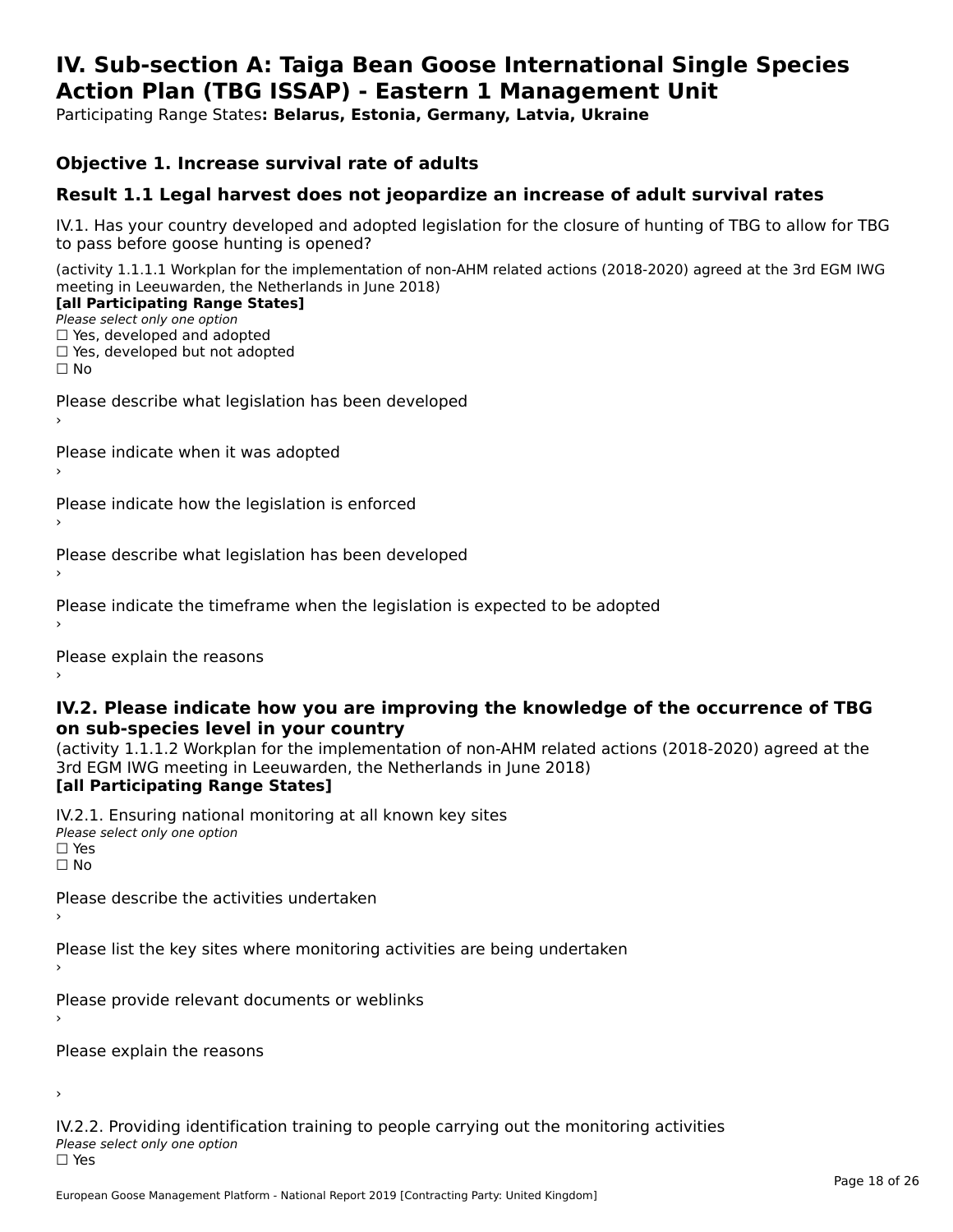# IV. Sub-section A: Taiga Bean Goose International Single Species Action Plan (TBG ISSAP) - Eastern 1 Management Unit

Participating Range States**: Belarus, Estonia, Germany, Latvia, Ukraine**

### Objective 1. Increase survival rate of adults

### Result 1.1 Legal harvest does not jeopardize an increase of adult survival rates

IV.1. Has your country developed and adopted legislation for the closure of hunting of TBG to allow for TBG to pass before goose hunting is opened?

(activity 1.1.1.1 Workplan for the implementation of non-AHM related actions (2018-2020) agreed at the 3rd EGM IWG meeting in Leeuwarden, the Netherlands in June 2018)
**[all Participating Range States]**
*Please select only one option*
☐ Yes, developed and adopted
☐ Yes, developed but not adopted
☐ No

Please describe what legislation has been developed
›

Please indicate when it was adopted
›

Please indicate how the legislation is enforced
›

Please describe what legislation has been developed
›

Please indicate the timeframe when the legislation is expected to be adopted
›

Please explain the reasons
›

### IV.2. Please indicate how you are improving the knowledge of the occurrence of TBG on sub-species level in your country

(activity 1.1.1.2 Workplan for the implementation of non-AHM related actions (2018-2020) agreed at the 3rd EGM IWG meeting in Leeuwarden, the Netherlands in June 2018)
**[all Participating Range States]**

IV.2.1. Ensuring national monitoring at all known key sites
*Please select only one option*
☐ Yes
☐ No

Please describe the activities undertaken
›

Please list the key sites where monitoring activities are being undertaken
›

Please provide relevant documents or weblinks
›

Please explain the reasons

›

IV.2.2. Providing identification training to people carrying out the monitoring activities
*Please select only one option*
☐ Yes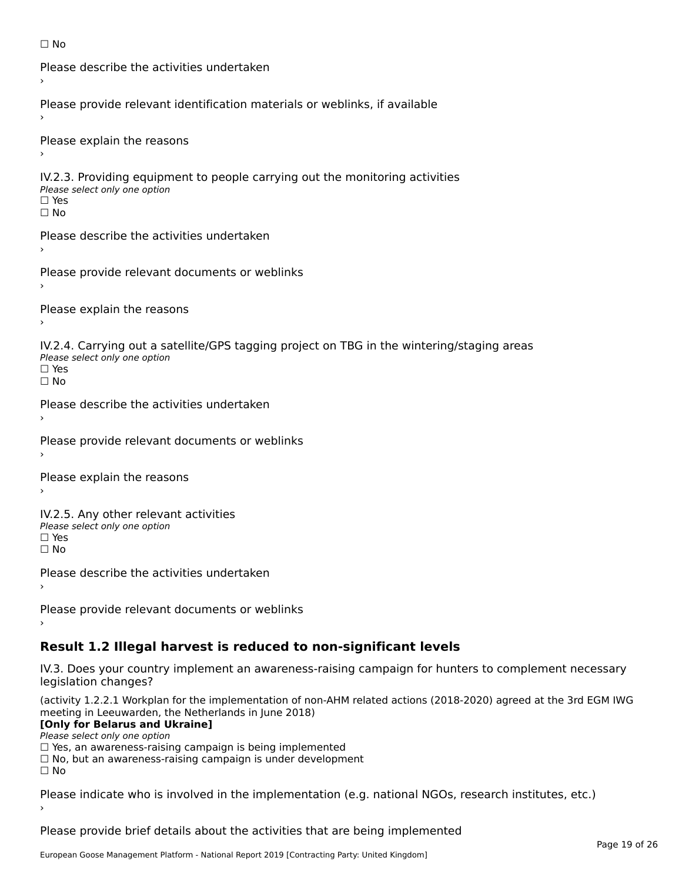☐ No

Please describe the activities undertaken

›

Please provide relevant identification materials or weblinks, if available

›

Please explain the reasons

›

IV.2.3. Providing equipment to people carrying out the monitoring activities

*Please select only one option*

☐ Yes

☐ No

Please describe the activities undertaken

›

Please provide relevant documents or weblinks

›

Please explain the reasons

›

IV.2.4. Carrying out a satellite/GPS tagging project on TBG in the wintering/staging areas

*Please select only one option*

☐ Yes

☐ No

Please describe the activities undertaken

›

Please provide relevant documents or weblinks

›

Please explain the reasons

›

IV.2.5. Any other relevant activities

*Please select only one option*

☐ Yes

☐ No

Please describe the activities undertaken

›

Please provide relevant documents or weblinks

›

## Result 1.2 Illegal harvest is reduced to non-significant levels

IV.3. Does your country implement an awareness-raising campaign for hunters to complement necessary legislation changes?

(activity 1.2.2.1 Workplan for the implementation of non-AHM related actions (2018-2020) agreed at the 3rd EGM IWG meeting in Leeuwarden, the Netherlands in June 2018)

**[Only for Belarus and Ukraine]**

*Please select only one option*

☐ Yes, an awareness-raising campaign is being implemented

☐ No, but an awareness-raising campaign is under development

☐ No

Please indicate who is involved in the implementation (e.g. national NGOs, research institutes, etc.)

›

Please provide brief details about the activities that are being implemented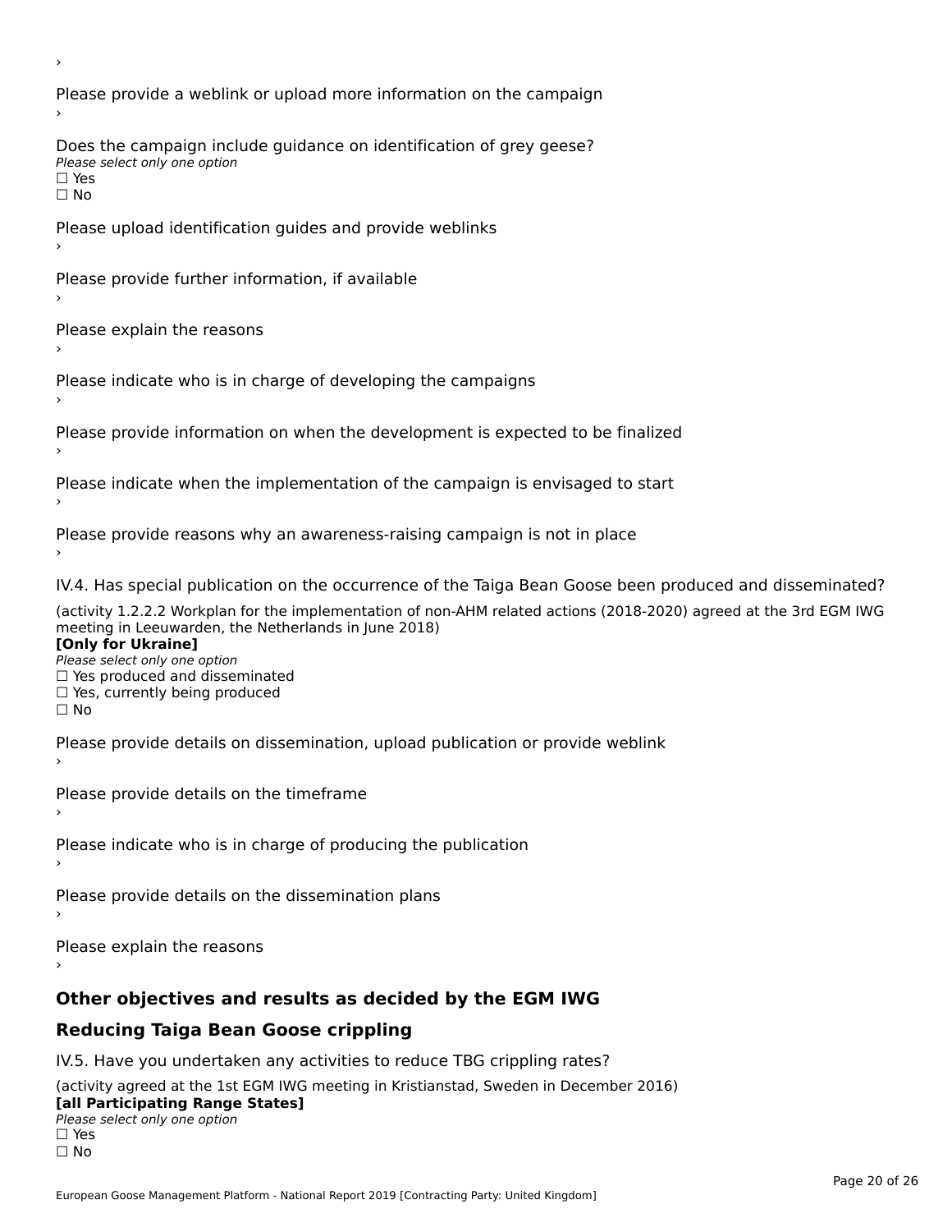›

Please provide a weblink or upload more information on the campaign

›

Does the campaign include guidance on identification of grey geese?

*Please select only one option*

☐ Yes

☐ No

Please upload identification guides and provide weblinks

›

Please provide further information, if available

›

Please explain the reasons

›

Please indicate who is in charge of developing the campaigns

›

Please provide information on when the development is expected to be finalized

›

Please indicate when the implementation of the campaign is envisaged to start

›

Please provide reasons why an awareness-raising campaign is not in place

›

IV.4. Has special publication on the occurrence of the Taiga Bean Goose been produced and disseminated?

(activity 1.2.2.2 Workplan for the implementation of non-AHM related actions (2018-2020) agreed at the 3rd EGM IWG meeting in Leeuwarden, the Netherlands in June 2018)

**[Only for Ukraine]**

*Please select only one option*

☐ Yes produced and disseminated

☐ Yes, currently being produced

☐ No

Please provide details on dissemination, upload publication or provide weblink

›

Please provide details on the timeframe

›

Please indicate who is in charge of producing the publication

›

Please provide details on the dissemination plans

›

Please explain the reasons

›

## Other objectives and results as decided by the EGM IWG

## Reducing Taiga Bean Goose crippling

IV.5. Have you undertaken any activities to reduce TBG crippling rates?

(activity agreed at the 1st EGM IWG meeting in Kristianstad, Sweden in December 2016)

**[all Participating Range States]**

*Please select only one option*

☐ Yes

☐ No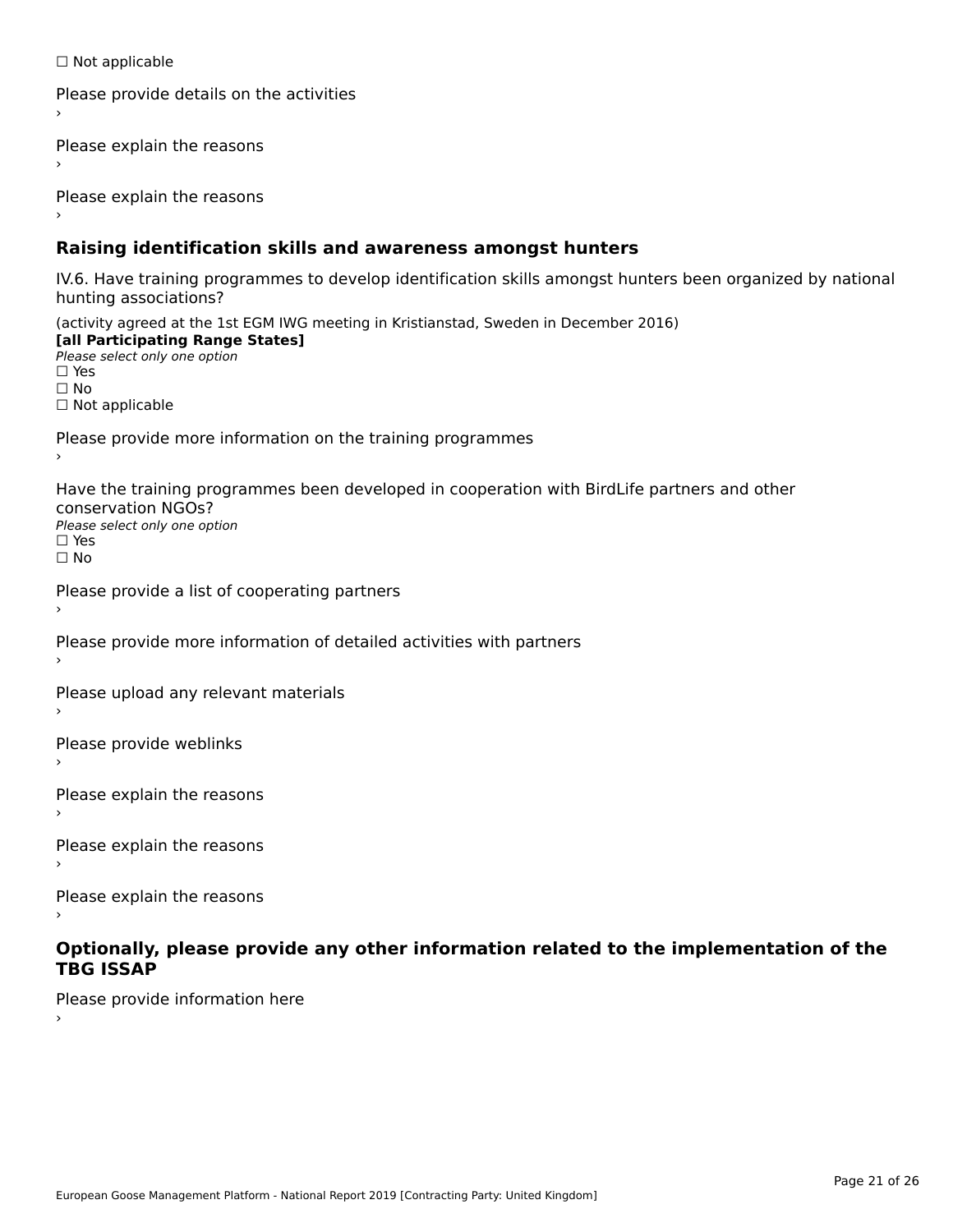☐ Not applicable

Please provide details on the activities

›

Please explain the reasons

›

Please explain the reasons

›

## Raising identification skills and awareness amongst hunters

IV.6. Have training programmes to develop identification skills amongst hunters been organized by national hunting associations?

(activity agreed at the 1st EGM IWG meeting in Kristianstad, Sweden in December 2016)

**[all Participating Range States]**

*Please select only one option*

☐ Yes

☐ No

☐ Not applicable

Please provide more information on the training programmes

›

Have the training programmes been developed in cooperation with BirdLife partners and other conservation NGOs?

*Please select only one option*

☐ Yes

☐ No

Please provide a list of cooperating partners

›

Please provide more information of detailed activities with partners

›

Please upload any relevant materials

›

Please provide weblinks

›

Please explain the reasons

›

Please explain the reasons

›

Please explain the reasons

›

## Optionally, please provide any other information related to the implementation of the TBG ISSAP

Please provide information here

›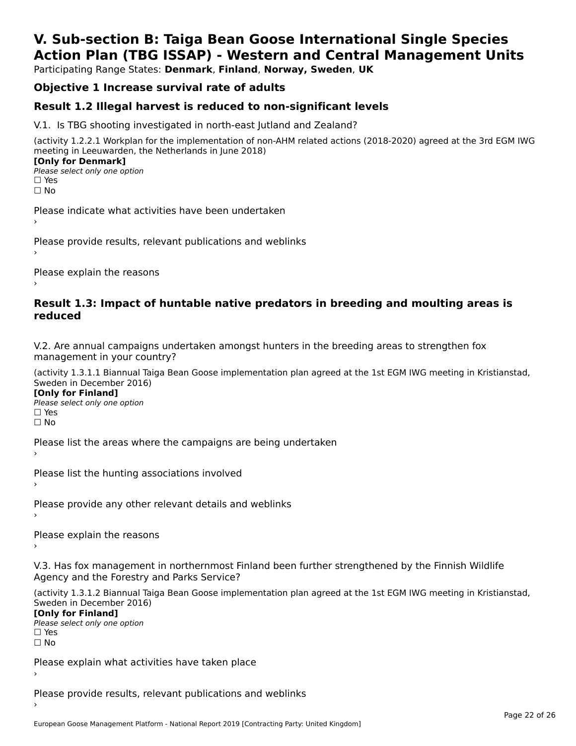# V. Sub-section B: Taiga Bean Goose International Single Species Action Plan (TBG ISSAP) - Western and Central Management Units

Participating Range States: **Denmark**, **Finland**, **Norway, Sweden**, **UK**

## Objective 1 Increase survival rate of adults

## Result 1.2 Illegal harvest is reduced to non-significant levels

V.1. Is TBG shooting investigated in north-east Jutland and Zealand?

(activity 1.2.2.1 Workplan for the implementation of non-AHM related actions (2018-2020) agreed at the 3rd EGM IWG meeting in Leeuwarden, the Netherlands in June 2018)

**[Only for Denmark]**

*Please select only one option*

☐ Yes
☐ No

Please indicate what activities have been undertaken

›

Please provide results, relevant publications and weblinks

›

Please explain the reasons

›

## Result 1.3: Impact of huntable native predators in breeding and moulting areas is reduced

V.2. Are annual campaigns undertaken amongst hunters in the breeding areas to strengthen fox management in your country?

(activity 1.3.1.1 Biannual Taiga Bean Goose implementation plan agreed at the 1st EGM IWG meeting in Kristianstad, Sweden in December 2016)

**[Only for Finland]**

*Please select only one option*

☐ Yes
☐ No

Please list the areas where the campaigns are being undertaken

›

Please list the hunting associations involved

›

Please provide any other relevant details and weblinks

›

Please explain the reasons

›

V.3. Has fox management in northernmost Finland been further strengthened by the Finnish Wildlife Agency and the Forestry and Parks Service?

(activity 1.3.1.2 Biannual Taiga Bean Goose implementation plan agreed at the 1st EGM IWG meeting in Kristianstad, Sweden in December 2016)

**[Only for Finland]**

*Please select only one option*

☐ Yes
☐ No

Please explain what activities have taken place

›

Please provide results, relevant publications and weblinks

›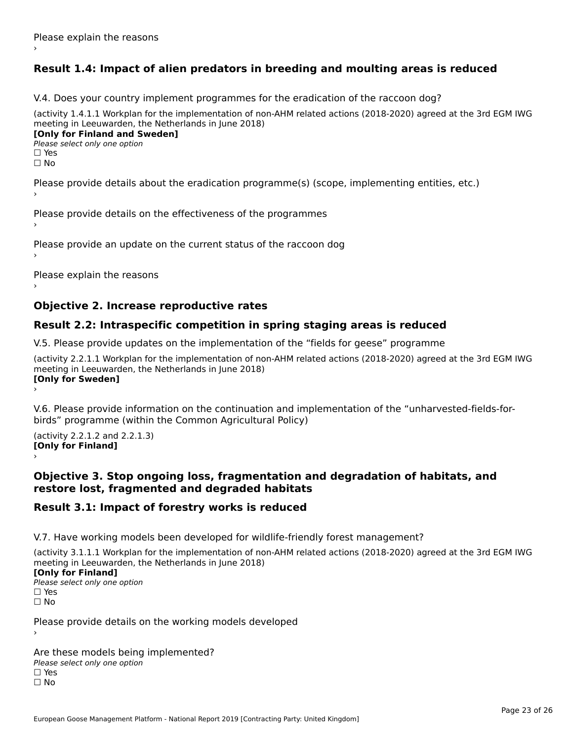Please explain the reasons
›

## Result 1.4: Impact of alien predators in breeding and moulting areas is reduced

V.4. Does your country implement programmes for the eradication of the raccoon dog?

(activity 1.4.1.1 Workplan for the implementation of non-AHM related actions (2018-2020) agreed at the 3rd EGM IWG meeting in Leeuwarden, the Netherlands in June 2018)
**[Only for Finland and Sweden]**
*Please select only one option*
☐ Yes
☐ No

Please provide details about the eradication programme(s) (scope, implementing entities, etc.)
›

Please provide details on the effectiveness of the programmes
›

Please provide an update on the current status of the raccoon dog
›

Please explain the reasons
›

## Objective 2. Increase reproductive rates

## Result 2.2: Intraspecific competition in spring staging areas is reduced

V.5. Please provide updates on the implementation of the “fields for geese” programme

(activity 2.2.1.1 Workplan for the implementation of non-AHM related actions (2018-2020) agreed at the 3rd EGM IWG meeting in Leeuwarden, the Netherlands in June 2018)
**[Only for Sweden]**
›

V.6. Please provide information on the continuation and implementation of the “unharvested-fields-for-birds” programme (within the Common Agricultural Policy)

(activity 2.2.1.2 and 2.2.1.3)
**[Only for Finland]**
›

## Objective 3. Stop ongoing loss, fragmentation and degradation of habitats, and restore lost, fragmented and degraded habitats

## Result 3.1: Impact of forestry works is reduced

V.7. Have working models been developed for wildlife-friendly forest management?

(activity 3.1.1.1 Workplan for the implementation of non-AHM related actions (2018-2020) agreed at the 3rd EGM IWG meeting in Leeuwarden, the Netherlands in June 2018)
**[Only for Finland]**
*Please select only one option*
☐ Yes
☐ No

Please provide details on the working models developed
›

Are these models being implemented?
*Please select only one option*
☐ Yes
☐ No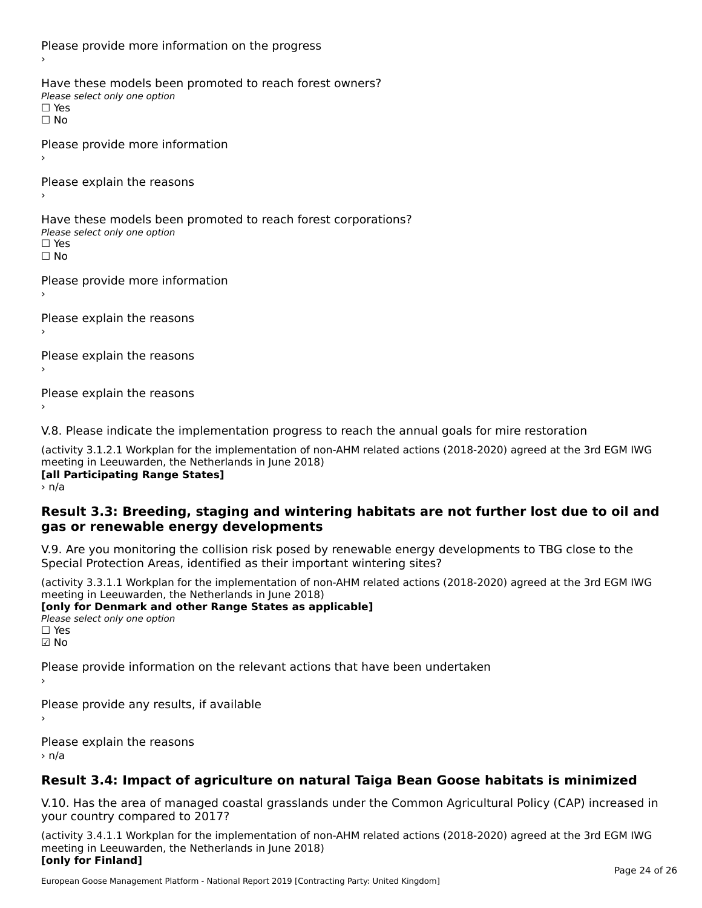Please provide more information on the progress

›

Have these models been promoted to reach forest owners?

*Please select only one option*

☐ Yes

☐ No

Please provide more information

›

Please explain the reasons

›

Have these models been promoted to reach forest corporations?

*Please select only one option*

☐ Yes

☐ No

Please provide more information

›

Please explain the reasons

›

Please explain the reasons

›

Please explain the reasons

›

V.8. Please indicate the implementation progress to reach the annual goals for mire restoration

(activity 3.1.2.1 Workplan for the implementation of non-AHM related actions (2018-2020) agreed at the 3rd EGM IWG meeting in Leeuwarden, the Netherlands in June 2018)

**[all Participating Range States]**

› n/a

## Result 3.3: Breeding, staging and wintering habitats are not further lost due to oil and gas or renewable energy developments

V.9. Are you monitoring the collision risk posed by renewable energy developments to TBG close to the Special Protection Areas, identified as their important wintering sites?

(activity 3.3.1.1 Workplan for the implementation of non-AHM related actions (2018-2020) agreed at the 3rd EGM IWG meeting in Leeuwarden, the Netherlands in June 2018)

**[only for Denmark and other Range States as applicable]**

*Please select only one option*

☐ Yes

☑ No

Please provide information on the relevant actions that have been undertaken

›

Please provide any results, if available

›

Please explain the reasons

› n/a

## Result 3.4: Impact of agriculture on natural Taiga Bean Goose habitats is minimized

V.10. Has the area of managed coastal grasslands under the Common Agricultural Policy (CAP) increased in your country compared to 2017?

(activity 3.4.1.1 Workplan for the implementation of non-AHM related actions (2018-2020) agreed at the 3rd EGM IWG meeting in Leeuwarden, the Netherlands in June 2018)

**[only for Finland]**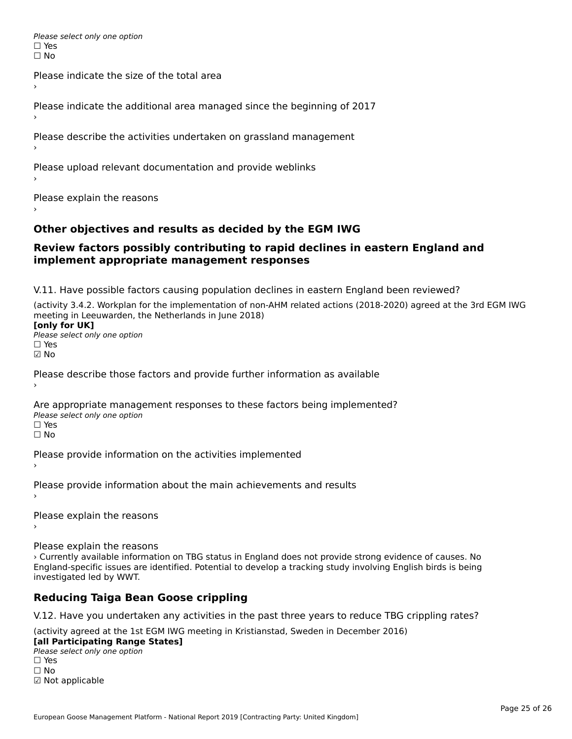*Please select only one option*
☐ Yes
☐ No

Please indicate the size of the total area
›

Please indicate the additional area managed since the beginning of 2017
›

Please describe the activities undertaken on grassland management
›

Please upload relevant documentation and provide weblinks
›

Please explain the reasons
›

## Other objectives and results as decided by the EGM IWG

## Review factors possibly contributing to rapid declines in eastern England and implement appropriate management responses

V.11. Have possible factors causing population declines in eastern England been reviewed?

(activity 3.4.2. Workplan for the implementation of non-AHM related actions (2018-2020) agreed at the 3rd EGM IWG meeting in Leeuwarden, the Netherlands in June 2018)
**[only for UK]**
*Please select only one option*
☐ Yes
☑ No

Please describe those factors and provide further information as available
›

Are appropriate management responses to these factors being implemented?
*Please select only one option*
☐ Yes
☐ No

Please provide information on the activities implemented
›

Please provide information about the main achievements and results
›

Please explain the reasons
›

Please explain the reasons
› Currently available information on TBG status in England does not provide strong evidence of causes. No England-specific issues are identified. Potential to develop a tracking study involving English birds is being investigated led by WWT.

## Reducing Taiga Bean Goose crippling

V.12. Have you undertaken any activities in the past three years to reduce TBG crippling rates?

(activity agreed at the 1st EGM IWG meeting in Kristianstad, Sweden in December 2016)
**[all Participating Range States]**
*Please select only one option*
☐ Yes
☐ No
☑ Not applicable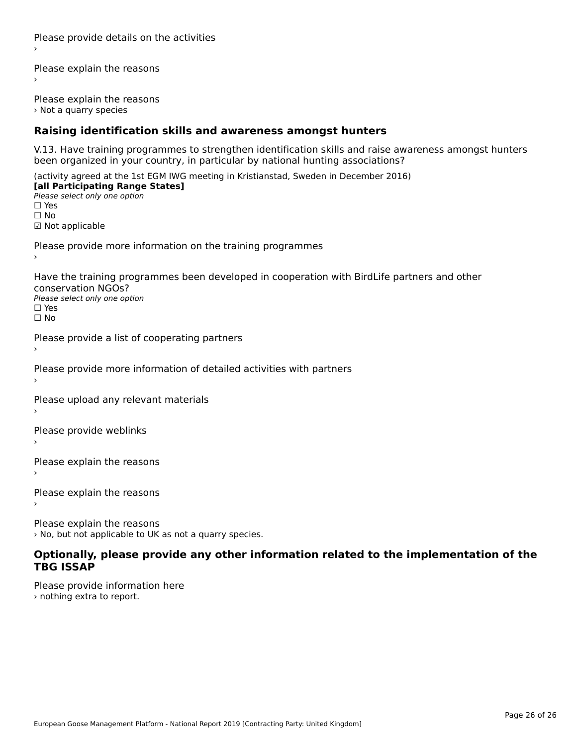Please provide details on the activities
›

Please explain the reasons
›

Please explain the reasons
› Not a quarry species

### Raising identification skills and awareness amongst hunters

V.13. Have training programmes to strengthen identification skills and raise awareness amongst hunters been organized in your country, in particular by national hunting associations?

(activity agreed at the 1st EGM IWG meeting in Kristianstad, Sweden in December 2016)
**[all Participating Range States]**
*Please select only one option*
☐ Yes
☐ No
☑ Not applicable

Please provide more information on the training programmes
›

Have the training programmes been developed in cooperation with BirdLife partners and other conservation NGOs?
*Please select only one option*
☐ Yes
☐ No

Please provide a list of cooperating partners
›

Please provide more information of detailed activities with partners
›

Please upload any relevant materials
›

Please provide weblinks
›

Please explain the reasons
›

Please explain the reasons
›

Please explain the reasons
› No, but not applicable to UK as not a quarry species.

### Optionally, please provide any other information related to the implementation of the TBG ISSAP

Please provide information here
› nothing extra to report.